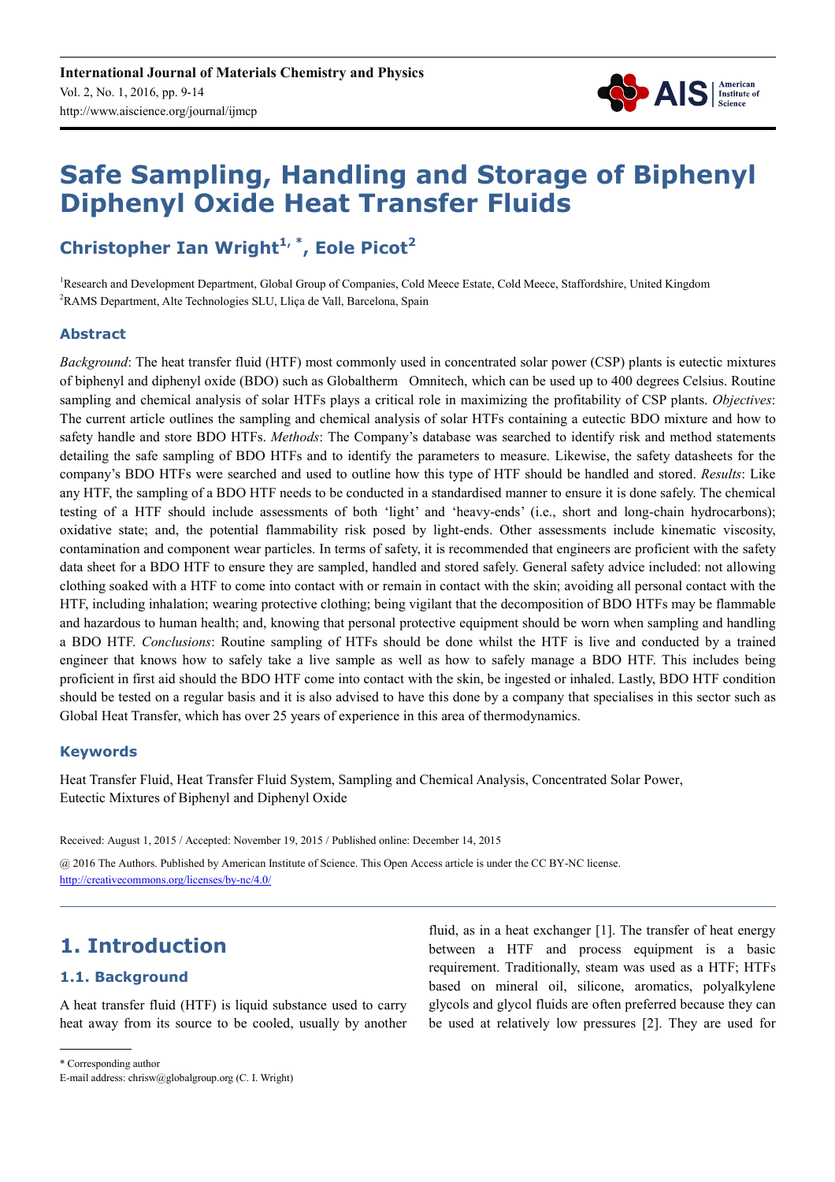# Safe Sampling, Handling and Storage of Biphenyl Diphenyl Oxide Heat Transfer Fluids

## Christopher Ian Wright[1, *], Eole Picot[2]

[1]Research and Development Department, Global Group of Companies, Cold Meece Estate, Cold Meece, Staffordshire, United Kingdom
[2]RAMS Department, Alte Technologies SLU, Lliça de Vall, Barcelona, Spain

### Abstract

*Background*: The heat transfer fluid (HTF) most commonly used in concentrated solar power (CSP) plants is eutectic mixtures of biphenyl and diphenyl oxide (BDO) such as Globaltherm Omnitech, which can be used up to 400 degrees Celsius. Routine sampling and chemical analysis of solar HTFs plays a critical role in maximizing the profitability of CSP plants. *Objectives*: The current article outlines the sampling and chemical analysis of solar HTFs containing a eutectic BDO mixture and how to safety handle and store BDO HTFs. *Methods*: The Company's database was searched to identify risk and method statements detailing the safe sampling of BDO HTFs and to identify the parameters to measure. Likewise, the safety datasheets for the company's BDO HTFs were searched and used to outline how this type of HTF should be handled and stored. *Results*: Like any HTF, the sampling of a BDO HTF needs to be conducted in a standardised manner to ensure it is done safely. The chemical testing of a HTF should include assessments of both 'light' and 'heavy-ends' (i.e., short and long-chain hydrocarbons); oxidative state; and, the potential flammability risk posed by light-ends. Other assessments include kinematic viscosity, contamination and component wear particles. In terms of safety, it is recommended that engineers are proficient with the safety data sheet for a BDO HTF to ensure they are sampled, handled and stored safely. General safety advice included: not allowing clothing soaked with a HTF to come into contact with or remain in contact with the skin; avoiding all personal contact with the HTF, including inhalation; wearing protective clothing; being vigilant that the decomposition of BDO HTFs may be flammable and hazardous to human health; and, knowing that personal protective equipment should be worn when sampling and handling a BDO HTF. *Conclusions*: Routine sampling of HTFs should be done whilst the HTF is live and conducted by a trained engineer that knows how to safely take a live sample as well as how to safely manage a BDO HTF. This includes being proficient in first aid should the BDO HTF come into contact with the skin, be ingested or inhaled. Lastly, BDO HTF condition should be tested on a regular basis and it is also advised to have this done by a company that specialises in this sector such as Global Heat Transfer, which has over 25 years of experience in this area of thermodynamics.

### Keywords

Heat Transfer Fluid, Heat Transfer Fluid System, Sampling and Chemical Analysis, Concentrated Solar Power, Eutectic Mixtures of Biphenyl and Diphenyl Oxide

Received: August 1, 2015 / Accepted: November 19, 2015 / Published online: December 14, 2015

@ 2016 The Authors. Published by American Institute of Science. This Open Access article is under the CC BY-NC license. http://creativecommons.org/licenses/by-nc/4.0/

## 1. Introduction

### 1.1. Background

A heat transfer fluid (HTF) is liquid substance used to carry heat away from its source to be cooled, usually by another fluid, as in a heat exchanger [1]. The transfer of heat energy between a HTF and process equipment is a basic requirement. Traditionally, steam was used as a HTF; HTFs based on mineral oil, silicone, aromatics, polyalkylene glycols and glycol fluids are often preferred because they can be used at relatively low pressures [2]. They are used for

* Corresponding author
E-mail address: chrisw@globalgroup.org (C. I. Wright)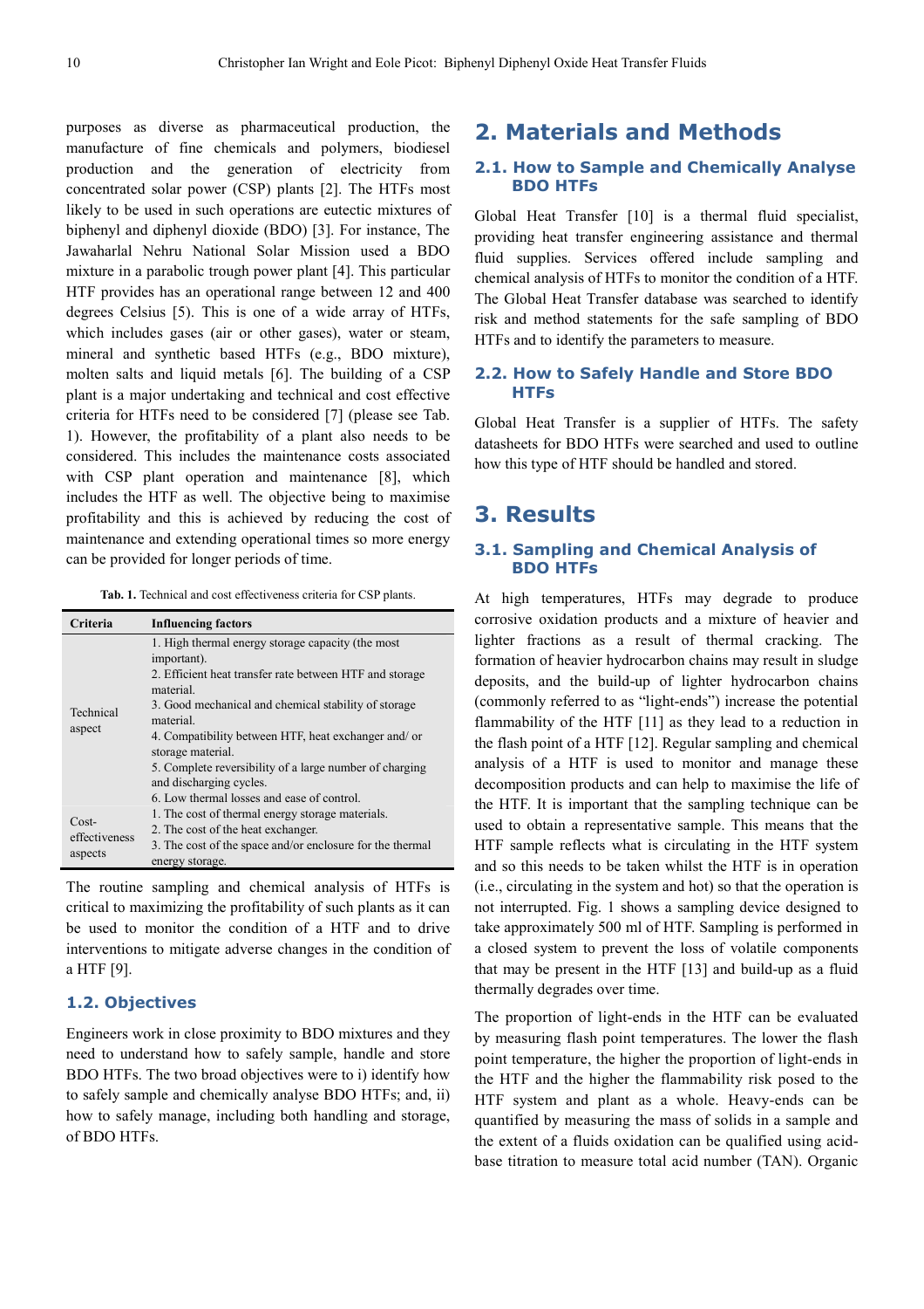purposes as diverse as pharmaceutical production, the manufacture of fine chemicals and polymers, biodiesel production and the generation of electricity from concentrated solar power (CSP) plants [2]. The HTFs most likely to be used in such operations are eutectic mixtures of biphenyl and diphenyl dioxide (BDO) [3]. For instance, The Jawaharlal Nehru National Solar Mission used a BDO mixture in a parabolic trough power plant [4]. This particular HTF provides has an operational range between 12 and 400 degrees Celsius [5]. This is one of a wide array of HTFs, which includes gases (air or other gases), water or steam, mineral and synthetic based HTFs (e.g., BDO mixture), molten salts and liquid metals [6]. The building of a CSP plant is a major undertaking and technical and cost effective criteria for HTFs need to be considered [7] (please see Tab. 1). However, the profitability of a plant also needs to be considered. This includes the maintenance costs associated with CSP plant operation and maintenance [8], which includes the HTF as well. The objective being to maximise profitability and this is achieved by reducing the cost of maintenance and extending operational times so more energy can be provided for longer periods of time.

**Tab. 1.** Technical and cost effectiveness criteria for CSP plants.

| Criteria | Influencing factors |
|---|---|
| Technical aspect | 1. High thermal energy storage capacity (the most important).<br>2. Efficient heat transfer rate between HTF and storage material.<br>3. Good mechanical and chemical stability of storage material.<br>4. Compatibility between HTF, heat exchanger and/ or storage material.<br>5. Complete reversibility of a large number of charging and discharging cycles.<br>6. Low thermal losses and ease of control. |
| Cost-effectiveness aspects | 1. The cost of thermal energy storage materials.<br>2. The cost of the heat exchanger.<br>3. The cost of the space and/or enclosure for the thermal energy storage. |

The routine sampling and chemical analysis of HTFs is critical to maximizing the profitability of such plants as it can be used to monitor the condition of a HTF and to drive interventions to mitigate adverse changes in the condition of a HTF [9].

### 1.2. Objectives

Engineers work in close proximity to BDO mixtures and they need to understand how to safely sample, handle and store BDO HTFs. The two broad objectives were to i) identify how to safely sample and chemically analyse BDO HTFs; and, ii) how to safely manage, including both handling and storage, of BDO HTFs.

## 2. Materials and Methods

### 2.1. How to Sample and Chemically Analyse BDO HTFs

Global Heat Transfer [10] is a thermal fluid specialist, providing heat transfer engineering assistance and thermal fluid supplies. Services offered include sampling and chemical analysis of HTFs to monitor the condition of a HTF. The Global Heat Transfer database was searched to identify risk and method statements for the safe sampling of BDO HTFs and to identify the parameters to measure.

### 2.2. How to Safely Handle and Store BDO HTFs

Global Heat Transfer is a supplier of HTFs. The safety datasheets for BDO HTFs were searched and used to outline how this type of HTF should be handled and stored.

## 3. Results

### 3.1. Sampling and Chemical Analysis of BDO HTFs

At high temperatures, HTFs may degrade to produce corrosive oxidation products and a mixture of heavier and lighter fractions as a result of thermal cracking. The formation of heavier hydrocarbon chains may result in sludge deposits, and the build-up of lighter hydrocarbon chains (commonly referred to as "light-ends") increase the potential flammability of the HTF [11] as they lead to a reduction in the flash point of a HTF [12]. Regular sampling and chemical analysis of a HTF is used to monitor and manage these decomposition products and can help to maximise the life of the HTF. It is important that the sampling technique can be used to obtain a representative sample. This means that the HTF sample reflects what is circulating in the HTF system and so this needs to be taken whilst the HTF is in operation (i.e., circulating in the system and hot) so that the operation is not interrupted. Fig. 1 shows a sampling device designed to take approximately 500 ml of HTF. Sampling is performed in a closed system to prevent the loss of volatile components that may be present in the HTF [13] and build-up as a fluid thermally degrades over time.

The proportion of light-ends in the HTF can be evaluated by measuring flash point temperatures. The lower the flash point temperature, the higher the proportion of light-ends in the HTF and the higher the flammability risk posed to the HTF system and plant as a whole. Heavy-ends can be quantified by measuring the mass of solids in a sample and the extent of a fluids oxidation can be qualified using acid-base titration to measure total acid number (TAN). Organic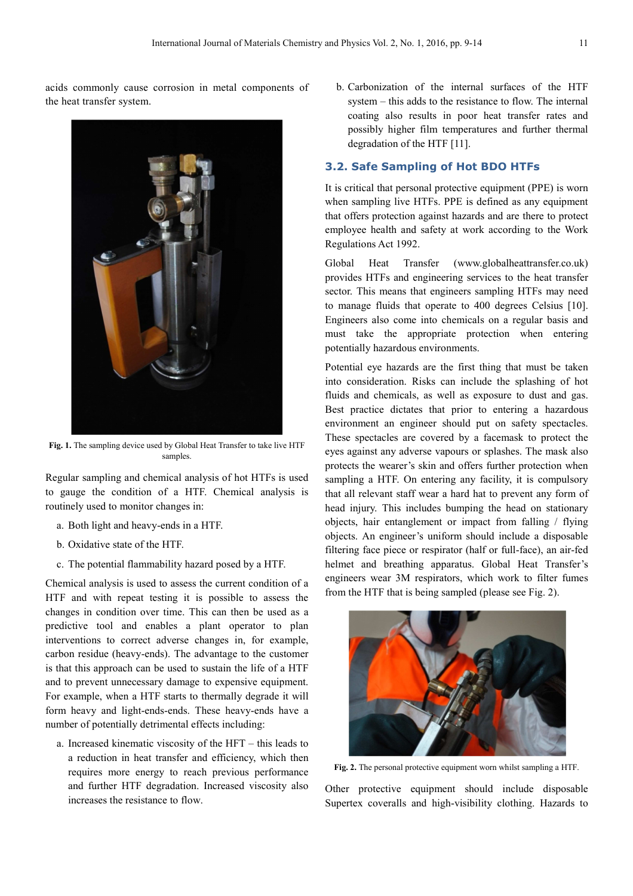acids commonly cause corrosion in metal components of the heat transfer system.

Fig. 1. The sampling device used by Global Heat Transfer to take live HTF samples.

Regular sampling and chemical analysis of hot HTFs is used to gauge the condition of a HTF. Chemical analysis is routinely used to monitor changes in:

a. Both light and heavy-ends in a HTF.
b. Oxidative state of the HTF.
c. The potential flammability hazard posed by a HTF.

Chemical analysis is used to assess the current condition of a HTF and with repeat testing it is possible to assess the changes in condition over time. This can then be used as a predictive tool and enables a plant operator to plan interventions to correct adverse changes in, for example, carbon residue (heavy-ends). The advantage to the customer is that this approach can be used to sustain the life of a HTF and to prevent unnecessary damage to expensive equipment. For example, when a HTF starts to thermally degrade it will form heavy and light-ends-ends. These heavy-ends have a number of potentially detrimental effects including:

a. Increased kinematic viscosity of the HFT – this leads to a reduction in heat transfer and efficiency, which then requires more energy to reach previous performance and further HTF degradation. Increased viscosity also increases the resistance to flow.
b. Carbonization of the internal surfaces of the HTF system – this adds to the resistance to flow. The internal coating also results in poor heat transfer rates and possibly higher film temperatures and further thermal degradation of the HTF [11].

### 3.2. Safe Sampling of Hot BDO HTFs

It is critical that personal protective equipment (PPE) is worn when sampling live HTFs. PPE is defined as any equipment that offers protection against hazards and are there to protect employee health and safety at work according to the Work Regulations Act 1992.

Global Heat Transfer (www.globalheattransfer.co.uk) provides HTFs and engineering services to the heat transfer sector. This means that engineers sampling HTFs may need to manage fluids that operate to 400 degrees Celsius [10]. Engineers also come into chemicals on a regular basis and must take the appropriate protection when entering potentially hazardous environments.

Potential eye hazards are the first thing that must be taken into consideration. Risks can include the splashing of hot fluids and chemicals, as well as exposure to dust and gas. Best practice dictates that prior to entering a hazardous environment an engineer should put on safety spectacles. These spectacles are covered by a facemask to protect the eyes against any adverse vapours or splashes. The mask also protects the wearer's skin and offers further protection when sampling a HTF. On entering any facility, it is compulsory that all relevant staff wear a hard hat to prevent any form of head injury. This includes bumping the head on stationary objects, hair entanglement or impact from falling / flying objects. An engineer's uniform should include a disposable filtering face piece or respirator (half or full-face), an air-fed helmet and breathing apparatus. Global Heat Transfer's engineers wear 3M respirators, which work to filter fumes from the HTF that is being sampled (please see Fig. 2).

Fig. 2. The personal protective equipment worn whilst sampling a HTF.

Other protective equipment should include disposable Supertex coveralls and high-visibility clothing. Hazards to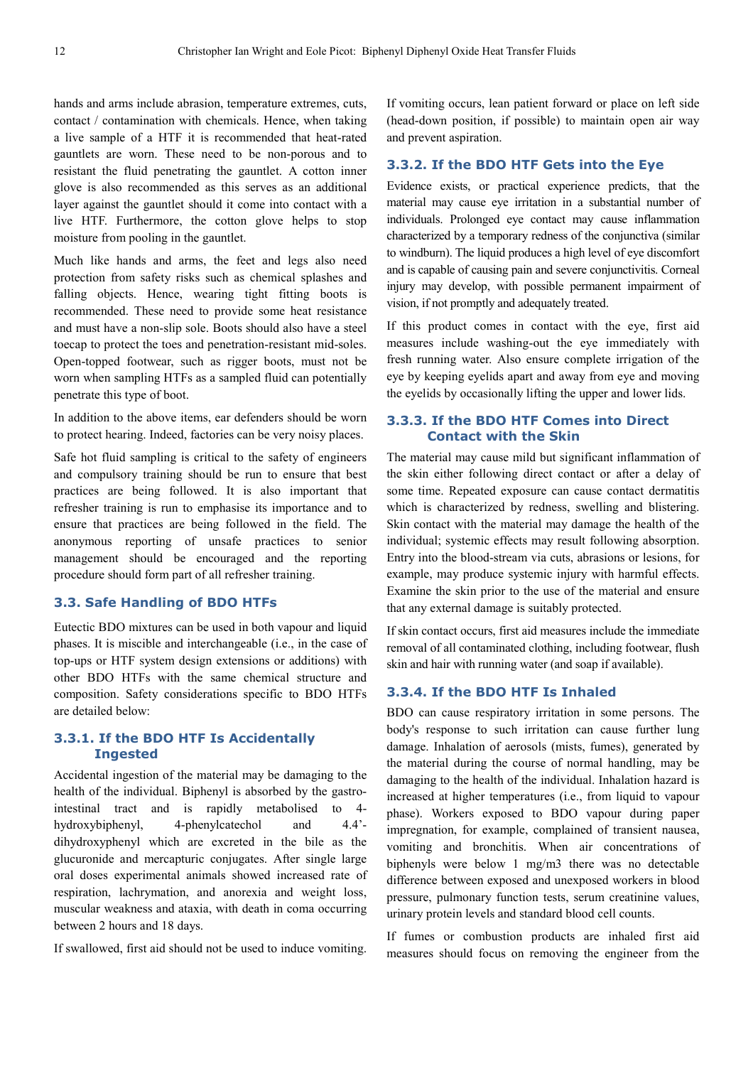hands and arms include abrasion, temperature extremes, cuts, contact / contamination with chemicals. Hence, when taking a live sample of a HTF it is recommended that heat-rated gauntlets are worn. These need to be non-porous and to resistant the fluid penetrating the gauntlet. A cotton inner glove is also recommended as this serves as an additional layer against the gauntlet should it come into contact with a live HTF. Furthermore, the cotton glove helps to stop moisture from pooling in the gauntlet.

Much like hands and arms, the feet and legs also need protection from safety risks such as chemical splashes and falling objects. Hence, wearing tight fitting boots is recommended. These need to provide some heat resistance and must have a non-slip sole. Boots should also have a steel toecap to protect the toes and penetration-resistant mid-soles. Open-topped footwear, such as rigger boots, must not be worn when sampling HTFs as a sampled fluid can potentially penetrate this type of boot.

In addition to the above items, ear defenders should be worn to protect hearing. Indeed, factories can be very noisy places.

Safe hot fluid sampling is critical to the safety of engineers and compulsory training should be run to ensure that best practices are being followed. It is also important that refresher training is run to emphasise its importance and to ensure that practices are being followed in the field. The anonymous reporting of unsafe practices to senior management should be encouraged and the reporting procedure should form part of all refresher training.

## 3.3. Safe Handling of BDO HTFs

Eutectic BDO mixtures can be used in both vapour and liquid phases. It is miscible and interchangeable (i.e., in the case of top-ups or HTF system design extensions or additions) with other BDO HTFs with the same chemical structure and composition. Safety considerations specific to BDO HTFs are detailed below:

### 3.3.1. If the BDO HTF Is Accidentally Ingested

Accidental ingestion of the material may be damaging to the health of the individual. Biphenyl is absorbed by the gastro-intestinal tract and is rapidly metabolised to 4-hydroxybiphenyl, 4-phenylcatechol and 4.4'-dihydroxyphenyl which are excreted in the bile as the glucuronide and mercapturic conjugates. After single large oral doses experimental animals showed increased rate of respiration, lachrymation, and anorexia and weight loss, muscular weakness and ataxia, with death in coma occurring between 2 hours and 18 days.

If swallowed, first aid should not be used to induce vomiting. If vomiting occurs, lean patient forward or place on left side (head-down position, if possible) to maintain open air way and prevent aspiration.

### 3.3.2. If the BDO HTF Gets into the Eye

Evidence exists, or practical experience predicts, that the material may cause eye irritation in a substantial number of individuals. Prolonged eye contact may cause inflammation characterized by a temporary redness of the conjunctiva (similar to windburn). The liquid produces a high level of eye discomfort and is capable of causing pain and severe conjunctivitis. Corneal injury may develop, with possible permanent impairment of vision, if not promptly and adequately treated.

If this product comes in contact with the eye, first aid measures include washing-out the eye immediately with fresh running water. Also ensure complete irrigation of the eye by keeping eyelids apart and away from eye and moving the eyelids by occasionally lifting the upper and lower lids.

### 3.3.3. If the BDO HTF Comes into Direct Contact with the Skin

The material may cause mild but significant inflammation of the skin either following direct contact or after a delay of some time. Repeated exposure can cause contact dermatitis which is characterized by redness, swelling and blistering. Skin contact with the material may damage the health of the individual; systemic effects may result following absorption. Entry into the blood-stream via cuts, abrasions or lesions, for example, may produce systemic injury with harmful effects. Examine the skin prior to the use of the material and ensure that any external damage is suitably protected.

If skin contact occurs, first aid measures include the immediate removal of all contaminated clothing, including footwear, flush skin and hair with running water (and soap if available).

### 3.3.4. If the BDO HTF Is Inhaled

BDO can cause respiratory irritation in some persons. The body's response to such irritation can cause further lung damage. Inhalation of aerosols (mists, fumes), generated by the material during the course of normal handling, may be damaging to the health of the individual. Inhalation hazard is increased at higher temperatures (i.e., from liquid to vapour phase). Workers exposed to BDO vapour during paper impregnation, for example, complained of transient nausea, vomiting and bronchitis. When air concentrations of biphenyls were below 1 mg/m3 there was no detectable difference between exposed and unexposed workers in blood pressure, pulmonary function tests, serum creatinine values, urinary protein levels and standard blood cell counts.

If fumes or combustion products are inhaled first aid measures should focus on removing the engineer from the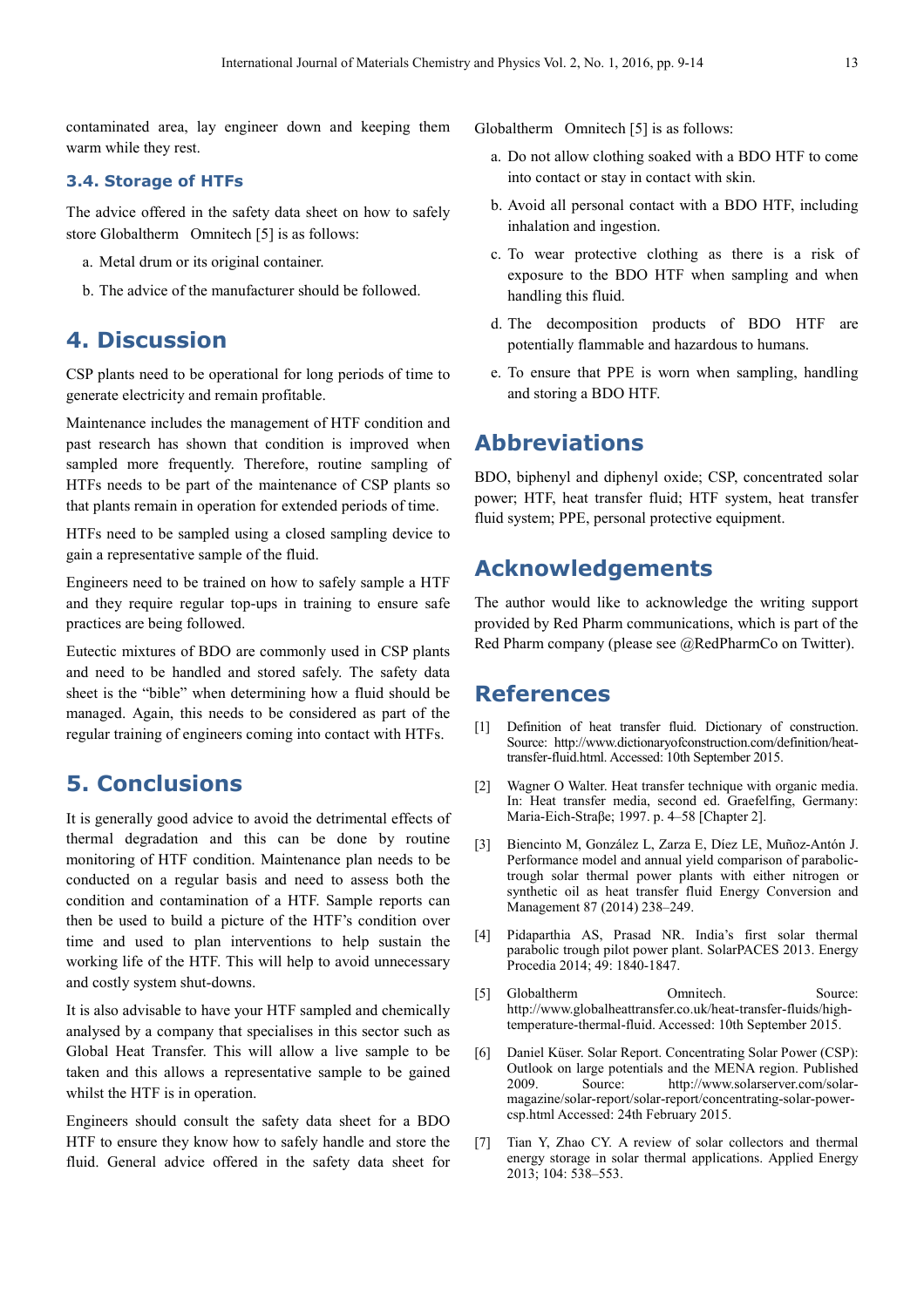contaminated area, lay engineer down and keeping them warm while they rest.

### 3.4. Storage of HTFs

The advice offered in the safety data sheet on how to safely store Globaltherm   Omnitech [5] is as follows:

a. Metal drum or its original container.

b. The advice of the manufacturer should be followed.

## 4. Discussion

CSP plants need to be operational for long periods of time to generate electricity and remain profitable.

Maintenance includes the management of HTF condition and past research has shown that condition is improved when sampled more frequently. Therefore, routine sampling of HTFs needs to be part of the maintenance of CSP plants so that plants remain in operation for extended periods of time.

HTFs need to be sampled using a closed sampling device to gain a representative sample of the fluid.

Engineers need to be trained on how to safely sample a HTF and they require regular top-ups in training to ensure safe practices are being followed.

Eutectic mixtures of BDO are commonly used in CSP plants and need to be handled and stored safely. The safety data sheet is the "bible" when determining how a fluid should be managed. Again, this needs to be considered as part of the regular training of engineers coming into contact with HTFs.

## 5. Conclusions

It is generally good advice to avoid the detrimental effects of thermal degradation and this can be done by routine monitoring of HTF condition. Maintenance plan needs to be conducted on a regular basis and need to assess both the condition and contamination of a HTF. Sample reports can then be used to build a picture of the HTF's condition over time and used to plan interventions to help sustain the working life of the HTF. This will help to avoid unnecessary and costly system shut-downs.

It is also advisable to have your HTF sampled and chemically analysed by a company that specialises in this sector such as Global Heat Transfer. This will allow a live sample to be taken and this allows a representative sample to be gained whilst the HTF is in operation.

Engineers should consult the safety data sheet for a BDO HTF to ensure they know how to safely handle and store the fluid. General advice offered in the safety data sheet for Globaltherm   Omnitech [5] is as follows:

a. Do not allow clothing soaked with a BDO HTF to come into contact or stay in contact with skin.

b. Avoid all personal contact with a BDO HTF, including inhalation and ingestion.

c. To wear protective clothing as there is a risk of exposure to the BDO HTF when sampling and when handling this fluid.

d. The decomposition products of BDO HTF are potentially flammable and hazardous to humans.

e. To ensure that PPE is worn when sampling, handling and storing a BDO HTF.

## Abbreviations

BDO, biphenyl and diphenyl oxide; CSP, concentrated solar power; HTF, heat transfer fluid; HTF system, heat transfer fluid system; PPE, personal protective equipment.

## Acknowledgements

The author would like to acknowledge the writing support provided by Red Pharm communications, which is part of the Red Pharm company (please see @RedPharmCo on Twitter).

## References

[1] Definition of heat transfer fluid. Dictionary of construction. Source: http://www.dictionaryofconstruction.com/definition/heat-transfer-fluid.html. Accessed: 10th September 2015.

[2] Wagner O Walter. Heat transfer technique with organic media. In: Heat transfer media, second ed. Graefelfing, Germany: Maria-Eich-Straβe; 1997. p. 4–58 [Chapter 2].

[3] Biencinto M, González L, Zarza E, Díez LE, Muñoz-Antón J. Performance model and annual yield comparison of parabolic-trough solar thermal power plants with either nitrogen or synthetic oil as heat transfer fluid Energy Conversion and Management 87 (2014) 238–249.

[4] Pidaparthia AS, Prasad NR. India's first solar thermal parabolic trough pilot power plant. SolarPACES 2013. Energy Procedia 2014; 49: 1840-1847.

[5] Globaltherm Omnitech. Source: http://www.globalheattransfer.co.uk/heat-transfer-fluids/high-temperature-thermal-fluid. Accessed: 10th September 2015.

[6] Daniel Küser. Solar Report. Concentrating Solar Power (CSP): Outlook on large potentials and the MENA region. Published 2009. Source: http://www.solarserver.com/solar-magazine/solar-report/solar-report/concentrating-solar-power-csp.html Accessed: 24th February 2015.

[7] Tian Y, Zhao CY. A review of solar collectors and thermal energy storage in solar thermal applications. Applied Energy 2013; 104: 538–553.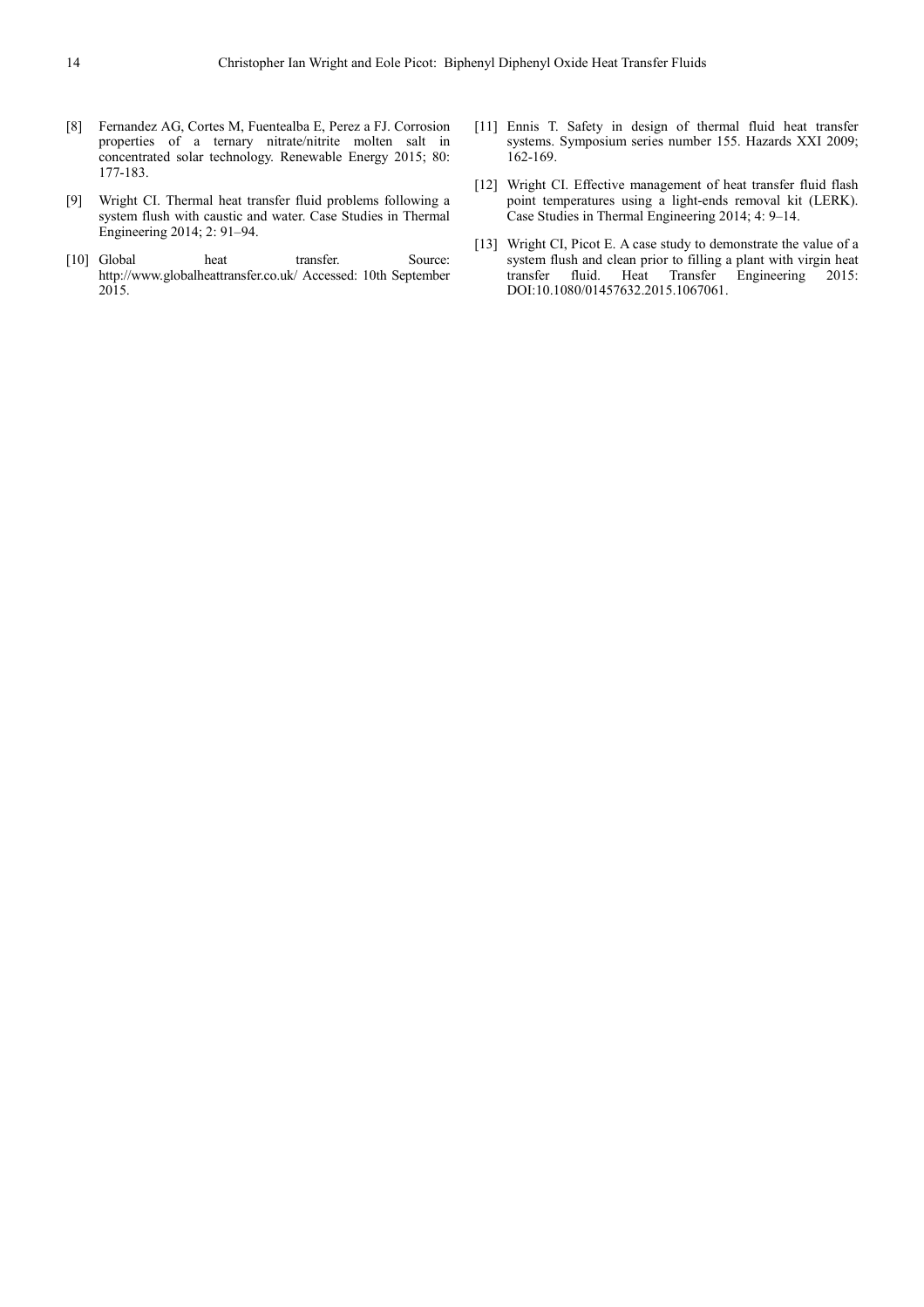[8] Fernandez AG, Cortes M, Fuentealba E, Perez a FJ. Corrosion properties of a ternary nitrate/nitrite molten salt in concentrated solar technology. Renewable Energy 2015; 80: 177-183.

[9] Wright CI. Thermal heat transfer fluid problems following a system flush with caustic and water. Case Studies in Thermal Engineering 2014; 2: 91–94.

[10] Global heat transfer. Source: http://www.globalheattransfer.co.uk/ Accessed: 10th September 2015.

[11] Ennis T. Safety in design of thermal fluid heat transfer systems. Symposium series number 155. Hazards XXI 2009; 162-169.

[12] Wright CI. Effective management of heat transfer fluid flash point temperatures using a light-ends removal kit (LERK). Case Studies in Thermal Engineering 2014; 4: 9–14.

[13] Wright CI, Picot E. A case study to demonstrate the value of a system flush and clean prior to filling a plant with virgin heat transfer fluid. Heat Transfer Engineering 2015: DOI:10.1080/01457632.2015.1067061.